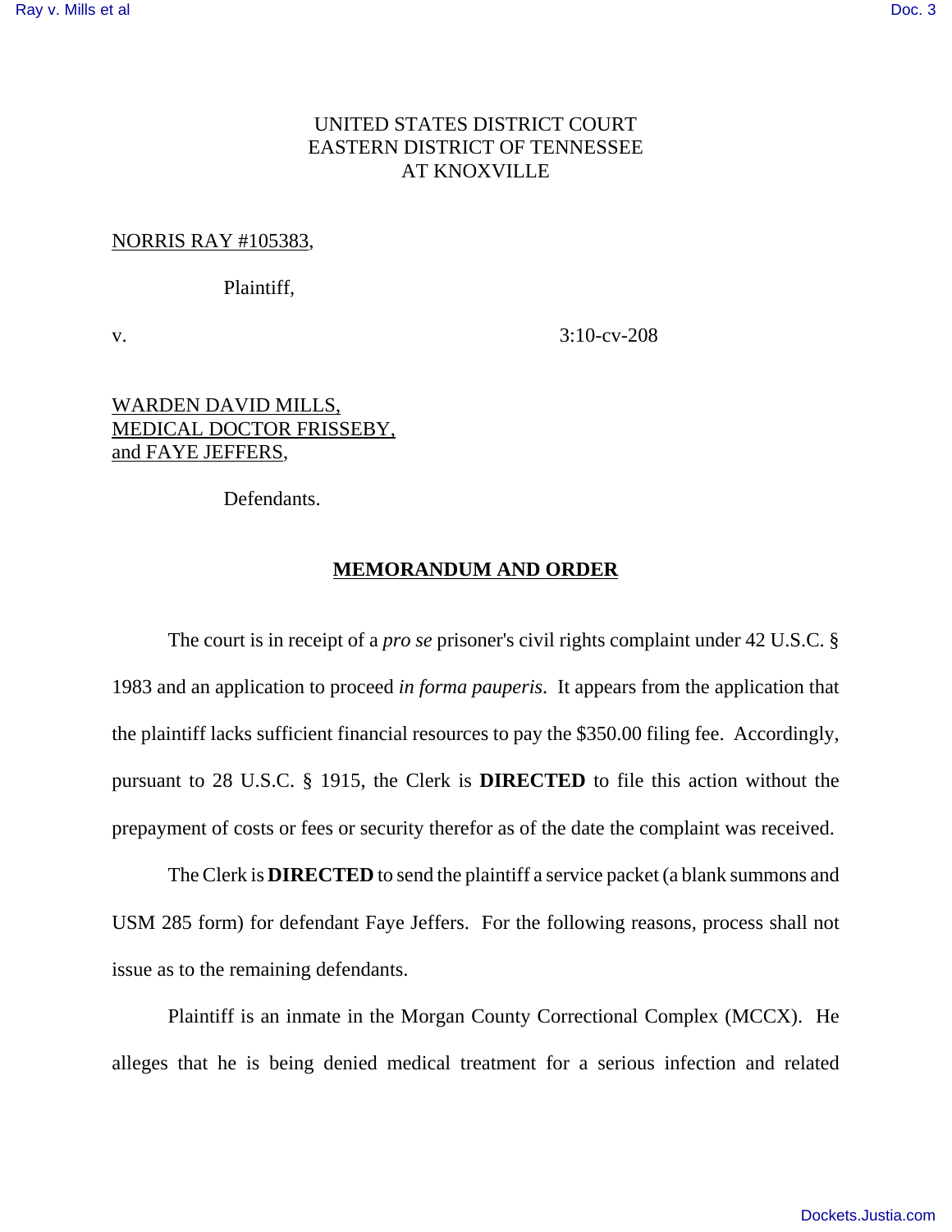UNITED STATES DISTRICT COURT
EASTERN DISTRICT OF TENNESSEE
AT KNOXVILLE

NORRIS RAY #105383,

Plaintiff,

v. 3:10-cv-208

WARDEN DAVID MILLS,
MEDICAL DOCTOR FRISSEBY,
and FAYE JEFFERS,

Defendants.

## MEMORANDUM AND ORDER

The court is in receipt of a *pro se* prisoner's civil rights complaint under 42 U.S.C. § 1983 and an application to proceed *in forma pauperis*. It appears from the application that the plaintiff lacks sufficient financial resources to pay the $350.00 filing fee. Accordingly, pursuant to 28 U.S.C. § 1915, the Clerk is **DIRECTED** to file this action without the prepayment of costs or fees or security therefor as of the date the complaint was received.

The Clerk is **DIRECTED** to send the plaintiff a service packet (a blank summons and USM 285 form) for defendant Faye Jeffers. For the following reasons, process shall not issue as to the remaining defendants.

Plaintiff is an inmate in the Morgan County Correctional Complex (MCCX). He alleges that he is being denied medical treatment for a serious infection and related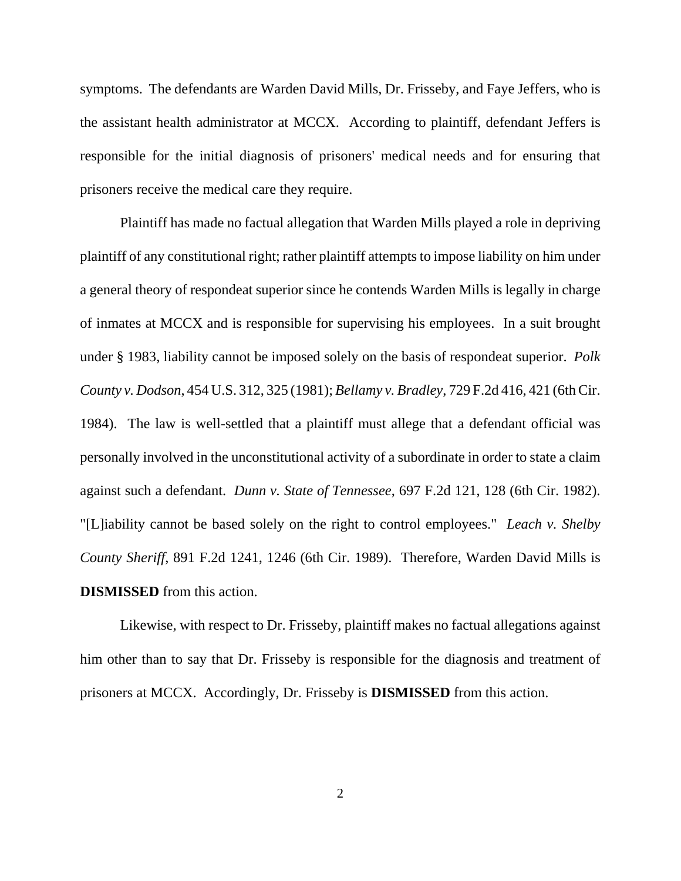symptoms. The defendants are Warden David Mills, Dr. Frisseby, and Faye Jeffers, who is the assistant health administrator at MCCX. According to plaintiff, defendant Jeffers is responsible for the initial diagnosis of prisoners' medical needs and for ensuring that prisoners receive the medical care they require.

Plaintiff has made no factual allegation that Warden Mills played a role in depriving plaintiff of any constitutional right; rather plaintiff attempts to impose liability on him under a general theory of respondeat superior since he contends Warden Mills is legally in charge of inmates at MCCX and is responsible for supervising his employees. In a suit brought under § 1983, liability cannot be imposed solely on the basis of respondeat superior. *Polk County v. Dodson*, 454 U.S. 312, 325 (1981); *Bellamy v. Bradley*, 729 F.2d 416, 421 (6th Cir. 1984). The law is well-settled that a plaintiff must allege that a defendant official was personally involved in the unconstitutional activity of a subordinate in order to state a claim against such a defendant. *Dunn v. State of Tennessee*, 697 F.2d 121, 128 (6th Cir. 1982). "[L]iability cannot be based solely on the right to control employees." *Leach v. Shelby County Sheriff*, 891 F.2d 1241, 1246 (6th Cir. 1989). Therefore, Warden David Mills is **DISMISSED** from this action.

Likewise, with respect to Dr. Frisseby, plaintiff makes no factual allegations against him other than to say that Dr. Frisseby is responsible for the diagnosis and treatment of prisoners at MCCX. Accordingly, Dr. Frisseby is **DISMISSED** from this action.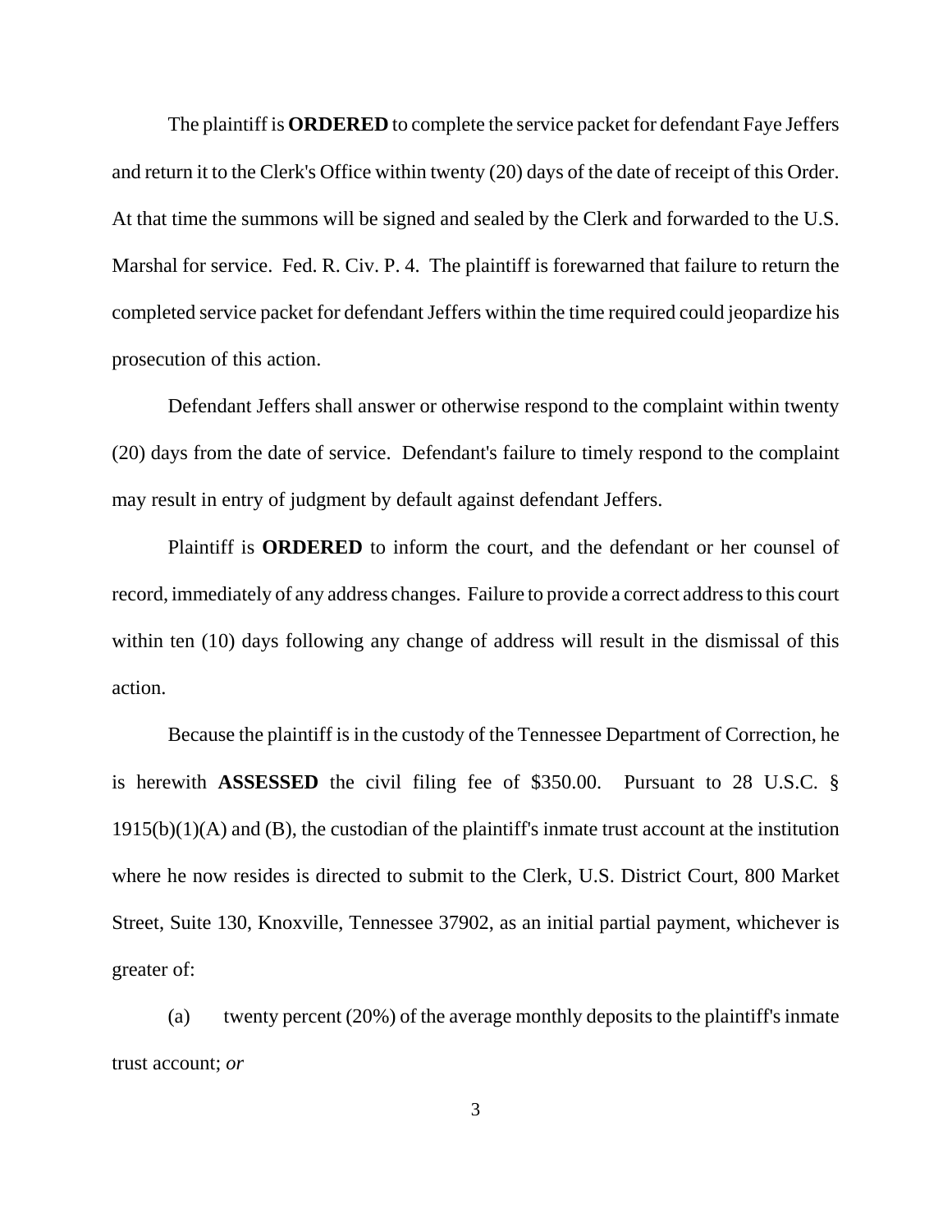The plaintiff is **ORDERED** to complete the service packet for defendant Faye Jeffers and return it to the Clerk's Office within twenty (20) days of the date of receipt of this Order. At that time the summons will be signed and sealed by the Clerk and forwarded to the U.S. Marshal for service. Fed. R. Civ. P. 4. The plaintiff is forewarned that failure to return the completed service packet for defendant Jeffers within the time required could jeopardize his prosecution of this action.

Defendant Jeffers shall answer or otherwise respond to the complaint within twenty (20) days from the date of service. Defendant's failure to timely respond to the complaint may result in entry of judgment by default against defendant Jeffers.

Plaintiff is **ORDERED** to inform the court, and the defendant or her counsel of record, immediately of any address changes. Failure to provide a correct address to this court within ten (10) days following any change of address will result in the dismissal of this action.

Because the plaintiff is in the custody of the Tennessee Department of Correction, he is herewith **ASSESSED** the civil filing fee of $350.00. Pursuant to 28 U.S.C. § 1915(b)(1)(A) and (B), the custodian of the plaintiff's inmate trust account at the institution where he now resides is directed to submit to the Clerk, U.S. District Court, 800 Market Street, Suite 130, Knoxville, Tennessee 37902, as an initial partial payment, whichever is greater of:

(a) twenty percent (20%) of the average monthly deposits to the plaintiff's inmate trust account; *or*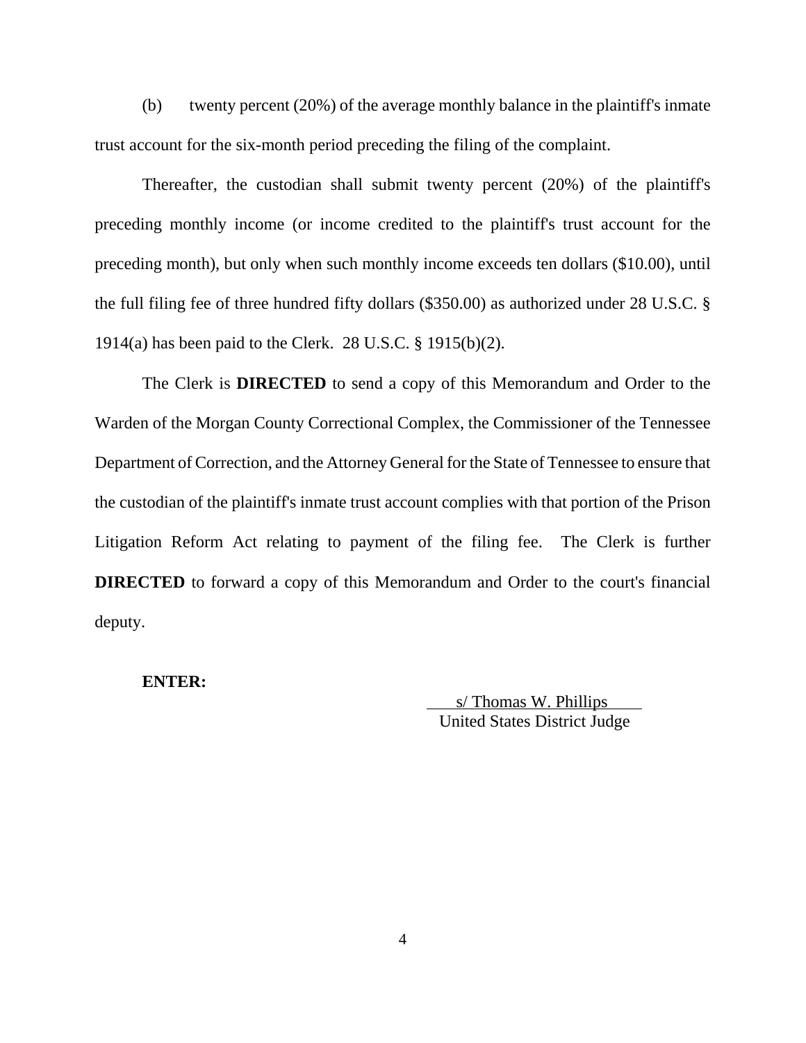(b) twenty percent (20%) of the average monthly balance in the plaintiff's inmate trust account for the six-month period preceding the filing of the complaint.

Thereafter, the custodian shall submit twenty percent (20%) of the plaintiff's preceding monthly income (or income credited to the plaintiff's trust account for the preceding month), but only when such monthly income exceeds ten dollars ($10.00), until the full filing fee of three hundred fifty dollars ($350.00) as authorized under 28 U.S.C. § 1914(a) has been paid to the Clerk. 28 U.S.C. § 1915(b)(2).

The Clerk is **DIRECTED** to send a copy of this Memorandum and Order to the Warden of the Morgan County Correctional Complex, the Commissioner of the Tennessee Department of Correction, and the Attorney General for the State of Tennessee to ensure that the custodian of the plaintiff's inmate trust account complies with that portion of the Prison Litigation Reform Act relating to payment of the filing fee. The Clerk is further **DIRECTED** to forward a copy of this Memorandum and Order to the court's financial deputy.

**ENTER:**

s/ Thomas W. Phillips
United States District Judge